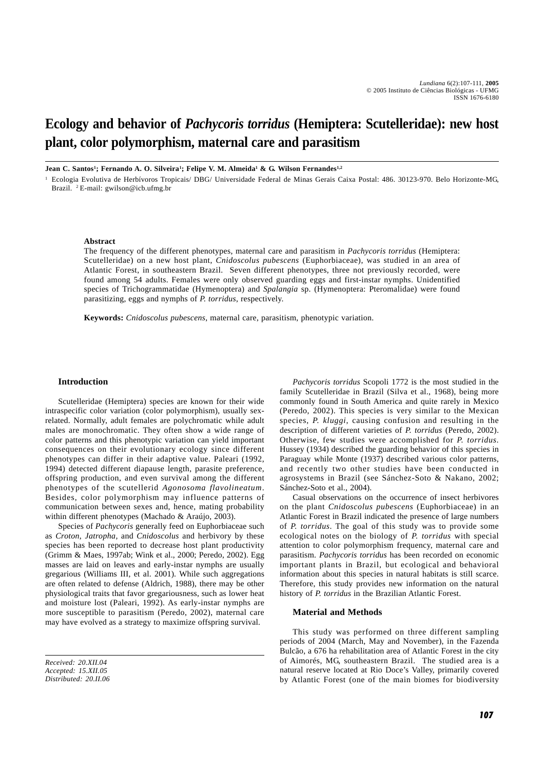# Ecology and behavior of *Pachycoris torridus* (Hemiptera: Scutelleridae): new host plant, color polymorphism, maternal care and parasitism

**Jean C. Santos[1]; Fernando A. O. Silveira[1]; Felipe V. M. Almeida[1] & G. Wilson Fernandes[1,2]**

[1] Ecologia Evolutiva de Herbívoros Tropicais/ DBG/ Universidade Federal de Minas Gerais Caixa Postal: 486. 30123-970. Belo Horizonte-MG, Brazil. [2] E-mail: gwilson@icb.ufmg.br

**Abstract**

The frequency of the different phenotypes, maternal care and parasitism in *Pachycoris torridus* (Hemiptera: Scutelleridae) on a new host plant, *Cnidoscolus pubescens* (Euphorbiaceae), was studied in an area of Atlantic Forest, in southeastern Brazil. Seven different phenotypes, three not previously recorded, were found among 54 adults. Females were only observed guarding eggs and first-instar nymphs. Unidentified species of Trichogrammatidae (Hymenoptera) and *Spalangia* sp. (Hymenoptera: Pteromalidae) were found parasitizing, eggs and nymphs of *P. torridus*, respectively.

**Keywords:** *Cnidoscolus pubescens*, maternal care, parasitism, phenotypic variation.

## Introduction

Scutelleridae (Hemiptera) species are known for their wide intraspecific color variation (color polymorphism), usually sex-related. Normally, adult females are polychromatic while adult males are monochromatic. They often show a wide range of color patterns and this phenotypic variation can yield important consequences on their evolutionary ecology since different phenotypes can differ in their adaptive value. Paleari (1992, 1994) detected different diapause length, parasite preference, offspring production, and even survival among the different phenotypes of the scutellerid *Agonosoma flavolineatum*. Besides, color polymorphism may influence patterns of communication between sexes and, hence, mating probability within different phenotypes (Machado & Araújo, 2003).

Species of *Pachycoris* generally feed on Euphorbiaceae such as *Croton*, *Jatropha*, and *Cnidoscolus* and herbivory by these species has been reported to decrease host plant productivity (Grimm & Maes, 1997ab; Wink et al., 2000; Peredo, 2002). Egg masses are laid on leaves and early-instar nymphs are usually gregarious (Williams III, et al. 2001). While such aggregations are often related to defense (Aldrich, 1988), there may be other physiological traits that favor gregariousness, such as lower heat and moisture lost (Paleari, 1992). As early-instar nymphs are more susceptible to parasitism (Peredo, 2002), maternal care may have evolved as a strategy to maximize offspring survival.

*Pachycoris torridus* Scopoli 1772 is the most studied in the family Scutelleridae in Brazil (Silva et al., 1968), being more commonly found in South America and quite rarely in Mexico (Peredo, 2002). This species is very similar to the Mexican species, *P. kluggi*, causing confusion and resulting in the description of different varieties of *P. torridus* (Peredo, 2002). Otherwise, few studies were accomplished for *P. torridus*. Hussey (1934) described the guarding behavior of this species in Paraguay while Monte (1937) described various color patterns, and recently two other studies have been conducted in agrosystems in Brazil (see Sánchez-Soto & Nakano, 2002; Sánchez-Soto et al., 2004).

Casual observations on the occurrence of insect herbivores on the plant *Cnidoscolus pubescens* (Euphorbiaceae) in an Atlantic Forest in Brazil indicated the presence of large numbers of *P. torridus*. The goal of this study was to provide some ecological notes on the biology of *P. torridus* with special attention to color polymorphism frequency, maternal care and parasitism. *Pachycoris torridus* has been recorded on economic important plants in Brazil, but ecological and behavioral information about this species in natural habitats is still scarce. Therefore, this study provides new information on the natural history of *P. torridus* in the Brazilian Atlantic Forest.

## Material and Methods

This study was performed on three different sampling periods of 2004 (March, May and November), in the Fazenda Bulcão, a 676 ha rehabilitation area of Atlantic Forest in the city of Aimorés, MG, southeastern Brazil. The studied area is a natural reserve located at Rio Doce's Valley, primarily covered by Atlantic Forest (one of the main biomes for biodiversity

*Received: 20.XII.04*
*Accepted: 15.XII.05*
*Distributed: 20.II.06*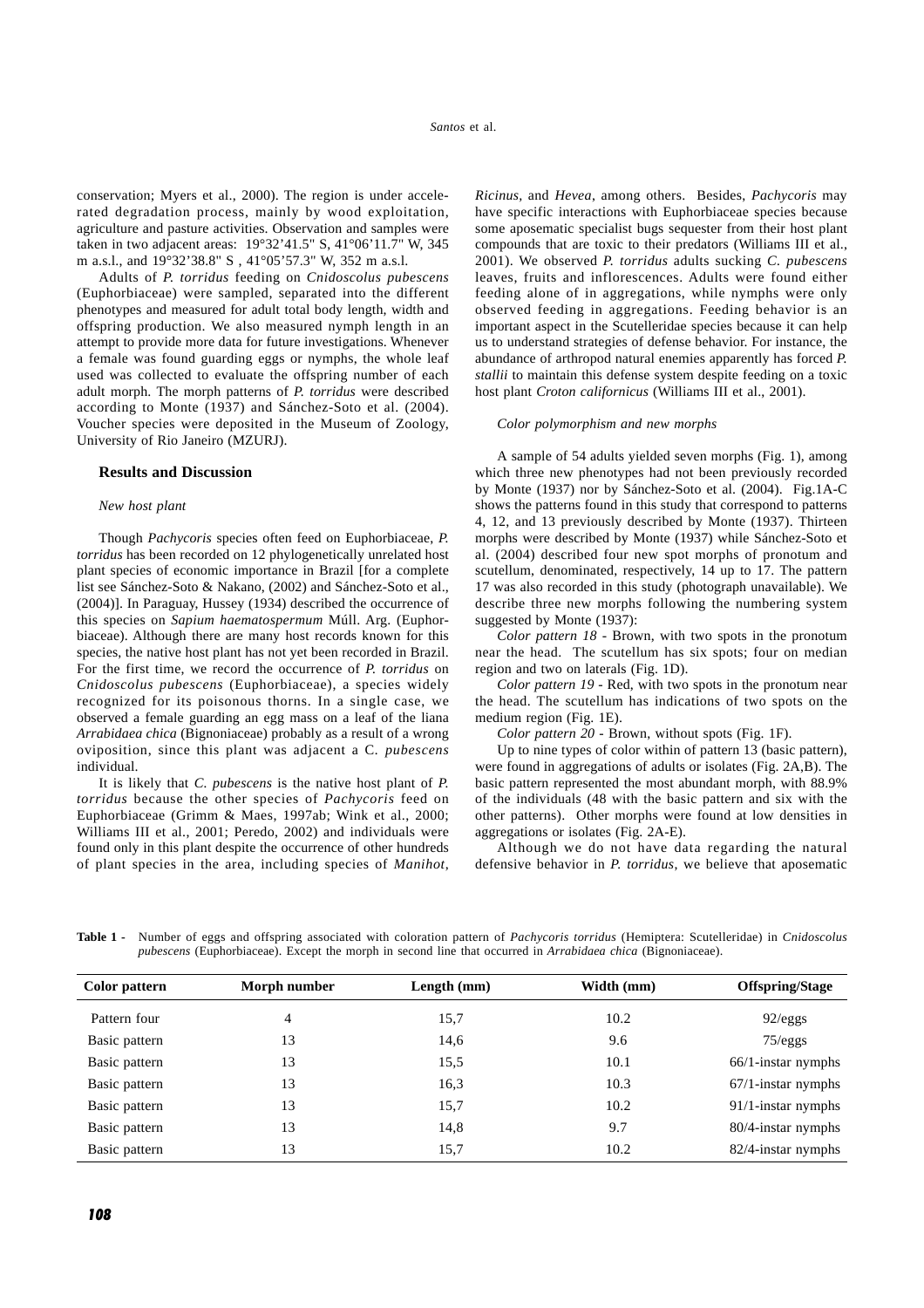conservation; Myers et al., 2000). The region is under accelerated degradation process, mainly by wood exploitation, agriculture and pasture activities. Observation and samples were taken in two adjacent areas: 19°32'41.5" S, 41°06'11.7" W, 345 m a.s.l., and 19°32'38.8" S , 41°05'57.3" W, 352 m a.s.l.

Adults of *P. torridus* feeding on *Cnidoscolus pubescens* (Euphorbiaceae) were sampled, separated into the different phenotypes and measured for adult total body length, width and offspring production. We also measured nymph length in an attempt to provide more data for future investigations. Whenever a female was found guarding eggs or nymphs, the whole leaf used was collected to evaluate the offspring number of each adult morph. The morph patterns of *P. torridus* were described according to Monte (1937) and Sánchez-Soto et al. (2004). Voucher species were deposited in the Museum of Zoology, University of Rio Janeiro (MZURJ).

## Results and Discussion

### *New host plant*

Though *Pachycoris* species often feed on Euphorbiaceae, *P. torridus* has been recorded on 12 phylogenetically unrelated host plant species of economic importance in Brazil [for a complete list see Sánchez-Soto & Nakano, (2002) and Sánchez-Soto et al., (2004)]. In Paraguay, Hussey (1934) described the occurrence of this species on *Sapium haematospermum* Múll. Arg. (Euphorbiaceae). Although there are many host records known for this species, the native host plant has not yet been recorded in Brazil. For the first time, we record the occurrence of *P. torridus* on *Cnidoscolus pubescens* (Euphorbiaceae), a species widely recognized for its poisonous thorns. In a single case, we observed a female guarding an egg mass on a leaf of the liana *Arrabidaea chica* (Bignoniaceae) probably as a result of a wrong oviposition, since this plant was adjacent a C. *pubescens* individual.

It is likely that *C. pubescens* is the native host plant of *P. torridus* because the other species of *Pachycoris* feed on Euphorbiaceae (Grimm & Maes, 1997ab; Wink et al., 2000; Williams III et al., 2001; Peredo, 2002) and individuals were found only in this plant despite the occurrence of other hundreds of plant species in the area, including species of *Manihot*, *Ricinus*, and *Hevea*, among others. Besides, *Pachycoris* may have specific interactions with Euphorbiaceae species because some aposematic specialist bugs sequester from their host plant compounds that are toxic to their predators (Williams III et al., 2001). We observed *P. torridus* adults sucking *C. pubescens* leaves, fruits and inflorescences. Adults were found either feeding alone of in aggregations, while nymphs were only observed feeding in aggregations. Feeding behavior is an important aspect in the Scutelleridae species because it can help us to understand strategies of defense behavior. For instance, the abundance of arthropod natural enemies apparently has forced *P. stallii* to maintain this defense system despite feeding on a toxic host plant *Croton californicus* (Williams III et al., 2001).

### *Color polymorphism and new morphs*

A sample of 54 adults yielded seven morphs (Fig. 1), among which three new phenotypes had not been previously recorded by Monte (1937) nor by Sánchez-Soto et al. (2004). Fig.1A-C shows the patterns found in this study that correspond to patterns 4, 12, and 13 previously described by Monte (1937). Thirteen morphs were described by Monte (1937) while Sánchez-Soto et al. (2004) described four new spot morphs of pronotum and scutellum, denominated, respectively, 14 up to 17. The pattern 17 was also recorded in this study (photograph unavailable). We describe three new morphs following the numbering system suggested by Monte (1937):

*Color pattern 18* - Brown, with two spots in the pronotum near the head. The scutellum has six spots; four on median region and two on laterals (Fig. 1D).

*Color pattern 19* - Red, with two spots in the pronotum near the head. The scutellum has indications of two spots on the medium region (Fig. 1E).

*Color pattern 20* - Brown, without spots (Fig. 1F).

Up to nine types of color within of pattern 13 (basic pattern), were found in aggregations of adults or isolates (Fig. 2A,B). The basic pattern represented the most abundant morph, with 88.9% of the individuals (48 with the basic pattern and six with the other patterns). Other morphs were found at low densities in aggregations or isolates (Fig. 2A-E).

Although we do not have data regarding the natural defensive behavior in *P. torridus*, we believe that aposematic

**Table 1** - Number of eggs and offspring associated with coloration pattern of *Pachycoris torridus* (Hemiptera: Scutelleridae) in *Cnidoscolus pubescens* (Euphorbiaceae). Except the morph in second line that occurred in *Arrabidaea chica* (Bignoniaceae).

| Color pattern | Morph number | Length (mm) | Width (mm) | Offspring/Stage |
|---|---|---|---|---|
| Pattern four | 4 | 15,7 | 10.2 | 92/eggs |
| Basic pattern | 13 | 14,6 | 9.6 | 75/eggs |
| Basic pattern | 13 | 15,5 | 10.1 | 66/1-instar nymphs |
| Basic pattern | 13 | 16,3 | 10.3 | 67/1-instar nymphs |
| Basic pattern | 13 | 15,7 | 10.2 | 91/1-instar nymphs |
| Basic pattern | 13 | 14,8 | 9.7 | 80/4-instar nymphs |
| Basic pattern | 13 | 15,7 | 10.2 | 82/4-instar nymphs |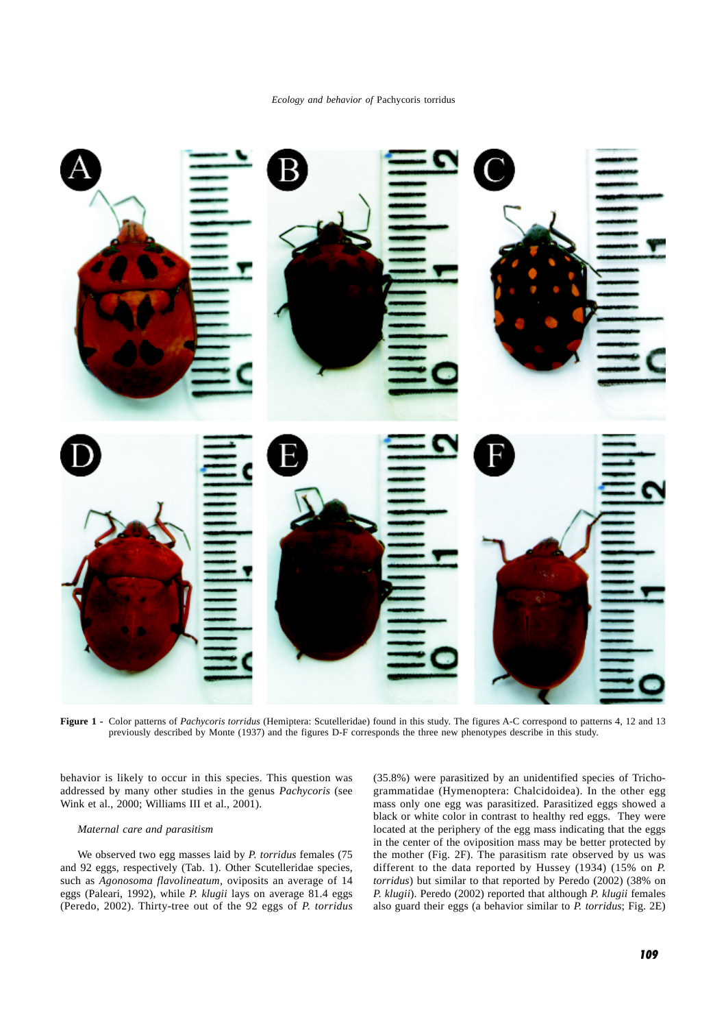**Figure 1 -** Color patterns of *Pachycoris torridus* (Hemiptera: Scutelleridae) found in this study. The figures A-C correspond to patterns 4, 12 and 13 previously described by Monte (1937) and the figures D-F corresponds the three new phenotypes describe in this study.

behavior is likely to occur in this species. This question was addressed by many other studies in the genus *Pachycoris* (see Wink et al., 2000; Williams III et al., 2001).

*Maternal care and parasitism*

We observed two egg masses laid by *P. torridus* females (75 and 92 eggs, respectively (Tab. 1). Other Scutelleridae species, such as *Agonosoma flavolineatum*, oviposits an average of 14 eggs (Paleari, 1992), while *P. klugii* lays on average 81.4 eggs (Peredo, 2002). Thirty-tree out of the 92 eggs of *P. torridus* (35.8%) were parasitized by an unidentified species of Trichogrammatidae (Hymenoptera: Chalcidoidea). In the other egg mass only one egg was parasitized. Parasitized eggs showed a black or white color in contrast to healthy red eggs. They were located at the periphery of the egg mass indicating that the eggs in the center of the oviposition mass may be better protected by the mother (Fig. 2F). The parasitism rate observed by us was different to the data reported by Hussey (1934) (15% on *P. torridus*) but similar to that reported by Peredo (2002) (38% on *P. klugii*). Peredo (2002) reported that although *P. klugii* females also guard their eggs (a behavior similar to *P. torridus*; Fig. 2E)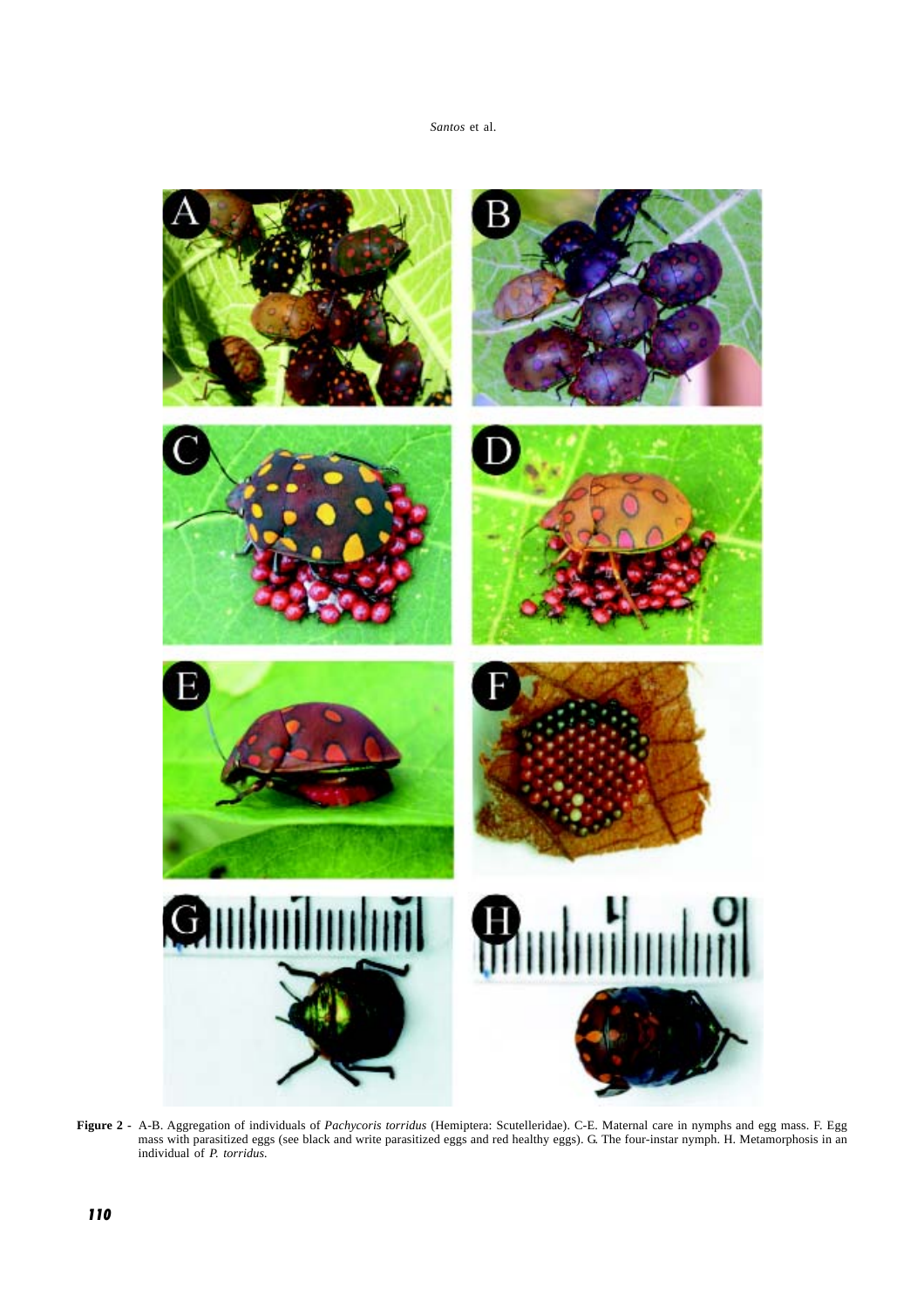**Figure 2 -** A-B. Aggregation of individuals of *Pachycoris torridus* (Hemiptera: Scutelleridae). C-E. Maternal care in nymphs and egg mass. F. Egg mass with parasitized eggs (see black and write parasitized eggs and red healthy eggs). G. The four-instar nymph. H. Metamorphosis in an individual of *P. torridus*.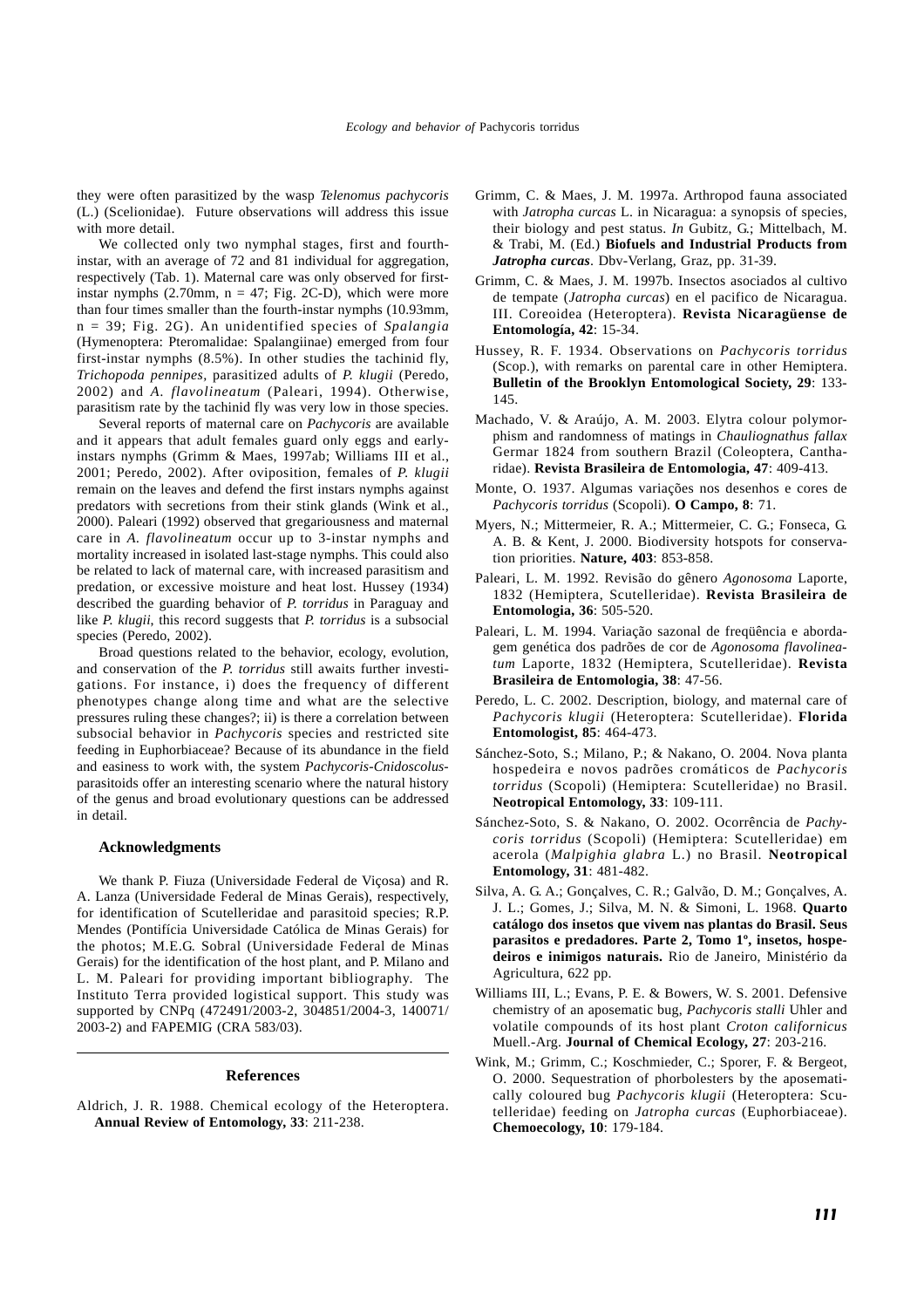they were often parasitized by the wasp *Telenomus pachycoris* (L.) (Scelionidae). Future observations will address this issue with more detail.

We collected only two nymphal stages, first and fourth-instar, with an average of 72 and 81 individual for aggregation, respectively (Tab. 1). Maternal care was only observed for first-instar nymphs (2.70mm, n = 47; Fig. 2C-D), which were more than four times smaller than the fourth-instar nymphs (10.93mm, n = 39; Fig. 2G). An unidentified species of *Spalangia* (Hymenoptera: Pteromalidae: Spalangiinae) emerged from four first-instar nymphs (8.5%). In other studies the tachinid fly, *Trichopoda pennipes*, parasitized adults of *P. klugii* (Peredo, 2002) and *A. flavolineatum* (Paleari, 1994). Otherwise, parasitism rate by the tachinid fly was very low in those species.

Several reports of maternal care on *Pachycoris* are available and it appears that adult females guard only eggs and early-instars nymphs (Grimm & Maes, 1997ab; Williams III et al., 2001; Peredo, 2002). After oviposition, females of *P. klugii* remain on the leaves and defend the first instars nymphs against predators with secretions from their stink glands (Wink et al., 2000). Paleari (1992) observed that gregariousness and maternal care in *A. flavolineatum* occur up to 3-instar nymphs and mortality increased in isolated last-stage nymphs. This could also be related to lack of maternal care, with increased parasitism and predation, or excessive moisture and heat lost. Hussey (1934) described the guarding behavior of *P. torridus* in Paraguay and like *P. klugii*, this record suggests that *P. torridus* is a subsocial species (Peredo, 2002).

Broad questions related to the behavior, ecology, evolution, and conservation of the *P. torridus* still awaits further investigations. For instance, i) does the frequency of different phenotypes change along time and what are the selective pressures ruling these changes?; ii) is there a correlation between subsocial behavior in *Pachycoris* species and restricted site feeding in Euphorbiaceae? Because of its abundance in the field and easiness to work with, the system *Pachycoris*-*Cnidoscolus*-parasitoids offer an interesting scenario where the natural history of the genus and broad evolutionary questions can be addressed in detail.

### Acknowledgments

We thank P. Fiuza (Universidade Federal de Viçosa) and R. A. Lanza (Universidade Federal de Minas Gerais), respectively, for identification of Scutelleridae and parasitoid species; R.P. Mendes (Pontifícia Universidade Católica de Minas Gerais) for the photos; M.E.G. Sobral (Universidade Federal de Minas Gerais) for the identification of the host plant, and P. Milano and L. M. Paleari for providing important bibliography. The Instituto Terra provided logistical support. This study was supported by CNPq (472491/2003-2, 304851/2004-3, 140071/2003-2) and FAPEMIG (CRA 583/03).

### References

Aldrich, J. R. 1988. Chemical ecology of the Heteroptera. **Annual Review of Entomology, 33**: 211-238.

Grimm, C. & Maes, J. M. 1997a. Arthropod fauna associated with *Jatropha curcas* L. in Nicaragua: a synopsis of species, their biology and pest status. *In* Gubitz, G.; Mittelbach, M. & Trabi, M. (Ed.) **Biofuels and Industrial Products from *Jatropha curcas***. Dbv-Verlang, Graz, pp. 31-39.

Grimm, C. & Maes, J. M. 1997b. Insectos asociados al cultivo de tempate (*Jatropha curcas*) en el pacifico de Nicaragua. III. Coreoidea (Heteroptera). **Revista Nicaragüense de Entomología, 42**: 15-34.

Hussey, R. F. 1934. Observations on *Pachycoris torridus* (Scop.), with remarks on parental care in other Hemiptera. **Bulletin of the Brooklyn Entomological Society, 29**: 133-145.

Machado, V. & Araújo, A. M. 2003. Elytra colour polymorphism and randomness of matings in *Chauliognathus fallax* Germar 1824 from southern Brazil (Coleoptera, Cantharidae). **Revista Brasileira de Entomologia, 47**: 409-413.

Monte, O. 1937. Algumas variações nos desenhos e cores de *Pachycoris torridus* (Scopoli). **O Campo, 8**: 71.

Myers, N.; Mittermeier, R. A.; Mittermeier, C. G.; Fonseca, G. A. B. & Kent, J. 2000. Biodiversity hotspots for conservation priorities. **Nature, 403**: 853-858.

Paleari, L. M. 1992. Revisão do gênero *Agonosoma* Laporte, 1832 (Hemiptera, Scutelleridae). **Revista Brasileira de Entomologia, 36**: 505-520.

Paleari, L. M. 1994. Variação sazonal de freqüência e abordagem genética dos padrões de cor de *Agonosoma flavolineatum* Laporte, 1832 (Hemiptera, Scutelleridae). **Revista Brasileira de Entomologia, 38**: 47-56.

Peredo, L. C. 2002. Description, biology, and maternal care of *Pachycoris klugii* (Heteroptera: Scutelleridae). **Florida Entomologist, 85**: 464-473.

Sánchez-Soto, S.; Milano, P.; & Nakano, O. 2004. Nova planta hospedeira e novos padrões cromáticos de *Pachycoris torridus* (Scopoli) (Hemiptera: Scutelleridae) no Brasil. **Neotropical Entomology, 33**: 109-111.

Sánchez-Soto, S. & Nakano, O. 2002. Ocorrência de *Pachycoris torridus* (Scopoli) (Hemiptera: Scutelleridae) em acerola (*Malpighia glabra* L.) no Brasil. **Neotropical Entomology, 31**: 481-482.

Silva, A. G. A.; Gonçalves, C. R.; Galvão, D. M.; Gonçalves, A. J. L.; Gomes, J.; Silva, M. N. & Simoni, L. 1968. **Quarto catálogo dos insetos que vivem nas plantas do Brasil. Seus parasitos e predadores. Parte 2, Tomo 1º, insetos, hospedeiros e inimigos naturais.** Rio de Janeiro, Ministério da Agricultura, 622 pp.

Williams III, L.; Evans, P. E. & Bowers, W. S. 2001. Defensive chemistry of an aposematic bug, *Pachycoris stalli* Uhler and volatile compounds of its host plant *Croton californicus* Muell.-Arg. **Journal of Chemical Ecology, 27**: 203-216.

Wink, M.; Grimm, C.; Koschmieder, C.; Sporer, F. & Bergeot, O. 2000. Sequestration of phorbolesters by the aposematically coloured bug *Pachycoris klugii* (Heteroptera: Scutelleridae) feeding on *Jatropha curcas* (Euphorbiaceae). **Chemoecology, 10**: 179-184.